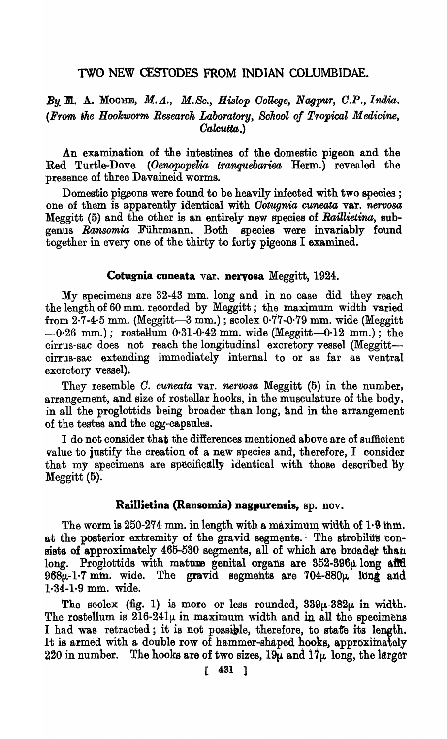# TWO NEW CESTODES FROM INDIAN COLUMBIDAE.

*By* M. A. Moghe, *M.A., M.Sc., Hislop College, Nagpur, C.P., India.* *(From the Hookworm Research Laboratory, School of Tropical Medicine, Calcutta.)*

An examination of the intestines of the domestic pigeon and the Red Turtle-Dove (*Oenopopelia tranquebarica* Herm.) revealed the presence of three Davaineid worms.

Domestic pigeons were found to be heavily infected with two species; one of them is apparently identical with *Cotugnia cuneata* var. *nervosa* Meggitt (5) and the other is an entirely new species of *Raillietina*, subgenus *Ransomia* Führmann. Both species were invariably found together in every one of the thirty to forty pigeons I examined.

### Cotugnia cuneata var. nervosa Meggitt, 1924.

My specimens are 32-43 mm. long and in no case did they reach the length of 60 mm. recorded by Meggitt; the maximum width varied from 2·7-4·5 mm. (Meggitt—3 mm.); scolex 0·77-0·79 mm. wide (Meggitt —0·26 mm.); rostellum 0·31-0·42 mm. wide (Meggitt—0·12 mm.); the cirrus-sac does not reach the longitudinal excretory vessel (Meggitt—cirrus-sac extending immediately internal to or as far as ventral excretory vessel).

They resemble *C. cuneata* var. *nervosa* Meggitt (5) in the number, arrangement, and size of rostellar hooks, in the musculature of the body, in all the proglottids being broader than long, and in the arrangement of the testes and the egg-capsules.

I do not consider that the differences mentioned above are of sufficient value to justify the creation of a new species and, therefore, I consider that my specimens are specifically identical with those described by Meggitt (5).

### Raillietina (Ransomia) nagpurensis, sp. nov.

The worm is 250-274 mm. in length with a maximum width of 1·9 mm. at the posterior extremity of the gravid segments. The strobilus consists of approximately 465-530 segments, all of which are broader than long. Proglottids with mature genital organs are 352-396μ long and 968μ-1·7 mm. wide. The gravid segments are 704-880μ long and 1·34-1·9 mm. wide.

The scolex (fig. 1) is more or less rounded, 339μ-382μ in width. The rostellum is 216-241μ in maximum width and in all the specimens I had was retracted; it is not possible, therefore, to state its length. It is armed with a double row of hammer-shaped hooks, approximately 220 in number. The hooks are of two sizes, 19μ and 17μ long, the larger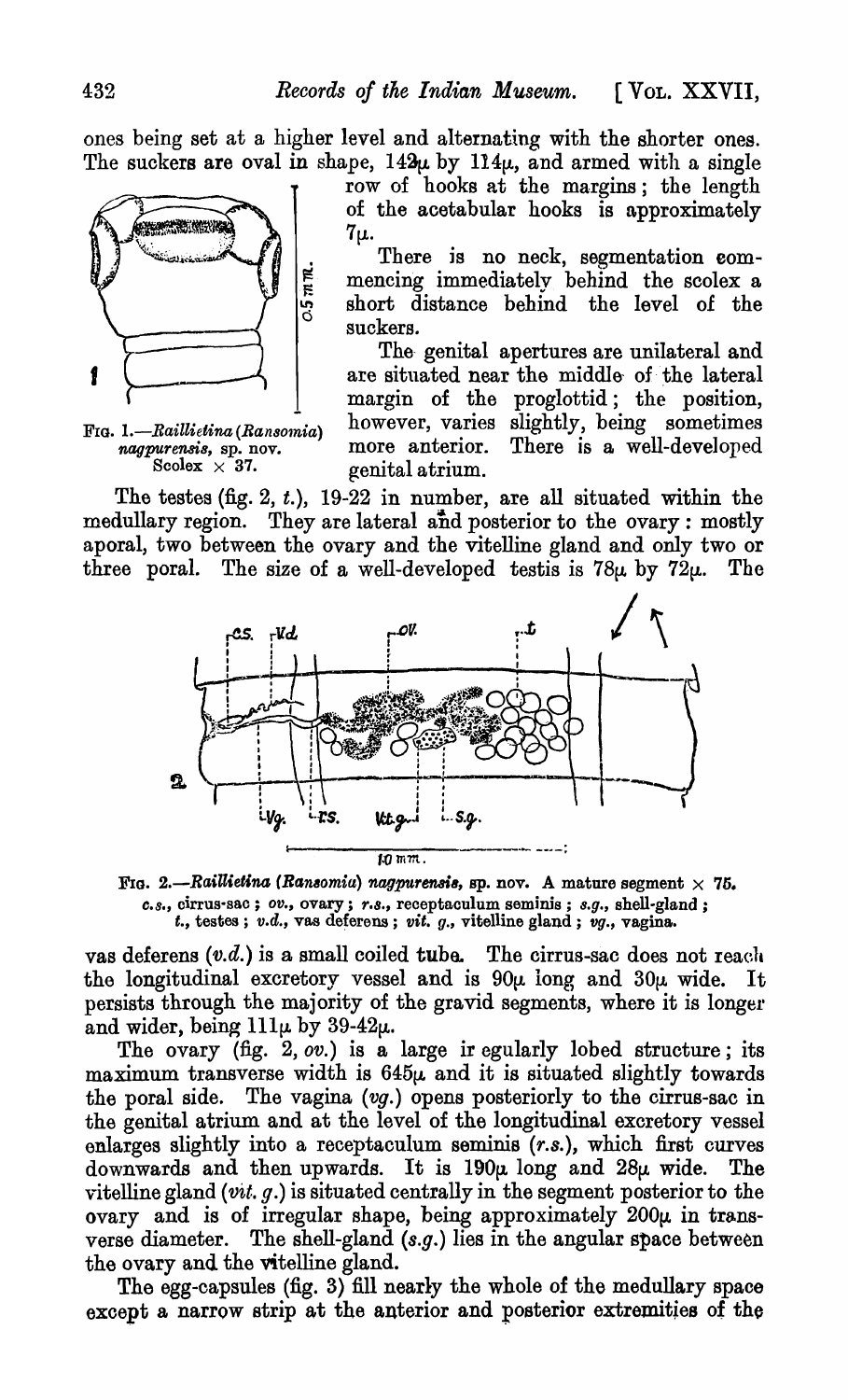ones being set at a higher level and alternating with the shorter ones. The suckers are oval in shape, 142μ by 114μ, and armed with a single row of hooks at the margins; the length of the acetabular hooks is approximately 7μ.

There is no neck, segmentation commencing immediately behind the scolex a short distance behind the level of the suckers.

The genital apertures are unilateral and are situated near the middle of the lateral margin of the proglottid; the position, however, varies slightly, being sometimes more anterior. There is a well-developed genital atrium.

FIG. 1.—*Raillietina (Ransomia) nagpurensis*, sp. nov. Scolex × 37.

The testes (fig. 2, *t.*), 19-22 in number, are all situated within the medullary region. They are lateral and posterior to the ovary: mostly aporal, two between the ovary and the vitelline gland and only two or three poral. The size of a well-developed testis is 78μ by 72μ. The

FIG. 2.—*Raillietina (Ransomia) nagpurensis*, sp. nov. A mature segment × 75. *c.s.*, cirrus-sac; *ov.*, ovary; *r.s.*, receptaculum seminis; *s.g.*, shell-gland; *t.*, testes; *v.d.*, vas deferens; *vit. g.*, vitelline gland; *vg.*, vagina.

vas deferens (*v.d.*) is a small coiled tube. The cirrus-sac does not reach the longitudinal excretory vessel and is 90μ long and 30μ wide. It persists through the majority of the gravid segments, where it is longer and wider, being 111μ by 39-42μ.

The ovary (fig. 2, *ov.*) is a large ir egularly lobed structure; its maximum transverse width is 645μ and it is situated slightly towards the poral side. The vagina (*vg.*) opens posteriorly to the cirrus-sac in the genital atrium and at the level of the longitudinal excretory vessel enlarges slightly into a receptaculum seminis (*r.s.*), which first curves downwards and then upwards. It is 190μ long and 28μ wide. The vitelline gland (*vit. g.*) is situated centrally in the segment posterior to the ovary and is of irregular shape, being approximately 200μ in transverse diameter. The shell-gland (*s.g.*) lies in the angular space between the ovary and the vitelline gland.

The egg-capsules (fig. 3) fill nearly the whole of the medullary space except a narrow strip at the anterior and posterior extremities of the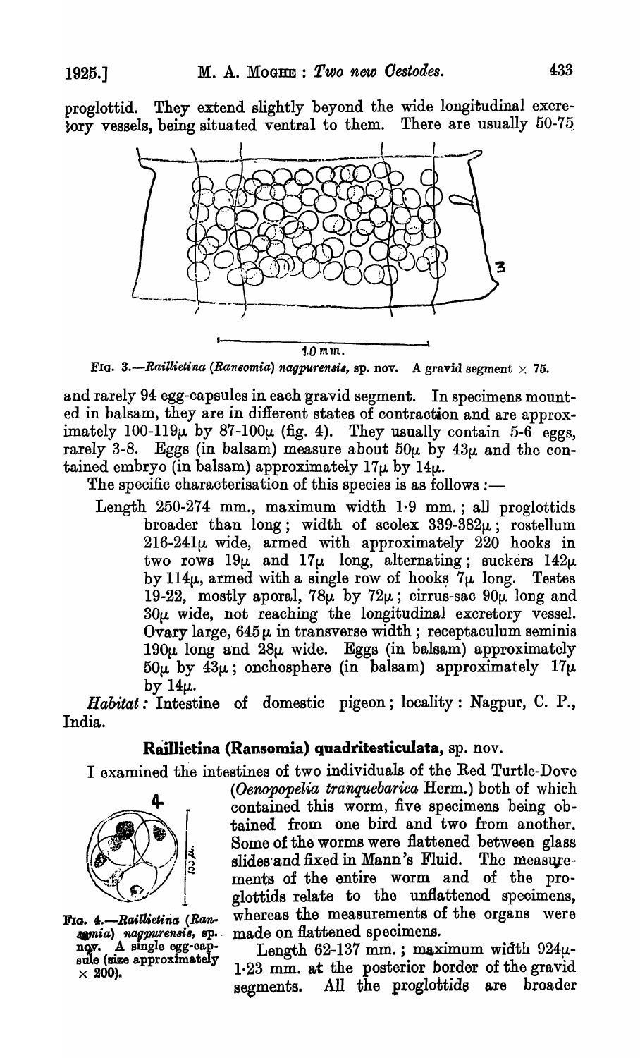proglottid. They extend slightly beyond the wide longitudinal excretory vessels, being situated ventral to them. There are usually 50-75

FIG. 3.—*Raillietina (Ransomia) nagpurensis*, sp. nov. A gravid segment × 75.

and rarely 94 egg-capsules in each gravid segment. In specimens mounted in balsam, they are in different states of contraction and are approximately 100-119μ by 87-100μ (fig. 4). They usually contain 5-6 eggs, rarely 3-8. Eggs (in balsam) measure about 50μ by 43μ and the contained embryo (in balsam) approximately 17μ by 14μ.

The specific characterisation of this species is as follows :—

> Length 250-274 mm., maximum width 1·9 mm.; all proglottids broader than long; width of scolex 339-382μ; rostellum 216-241μ wide, armed with approximately 220 hooks in two rows 19μ and 17μ long, alternating; suckers 142μ by 114μ, armed with a single row of hooks 7μ long. Testes 19-22, mostly aporal, 78μ by 72μ; cirrus-sac 90μ long and 30μ wide, not reaching the longitudinal excretory vessel. Ovary large, 645μ in transverse width; receptaculum seminis 190μ long and 28μ wide. Eggs (in balsam) approximately 50μ by 43μ; onchosphere (in balsam) approximately 17μ by 14μ.

*Habitat:* Intestine of domestic pigeon; locality: Nagpur, C. P., India.

## Raillietina (Ransomia) quadritesticulata, sp. nov.

I examined the intestines of two individuals of the Red Turtle-Dove (*Oenopopelia tranquebarica* Herm.) both of which contained this worm, five specimens being obtained from one bird and two from another. Some of the worms were flattened between glass slides and fixed in Mann's Fluid. The measurements of the entire worm and of the proglottids relate to the unflattened specimens, whereas the measurements of the organs were made on flattened specimens.

FIG. 4.—*Raillietina (Ransomia) nagpurensis*, sp. nov. A single egg-capsule (size approximately × 200).

Length 62-137 mm.; maximum width 924μ-1·23 mm. at the posterior border of the gravid segments. All the proglottids are broader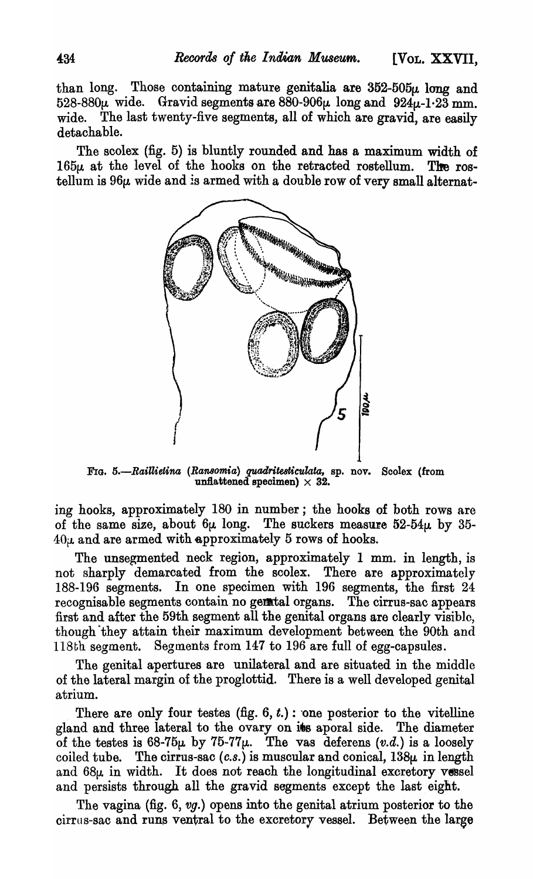than long. Those containing mature genitalia are 352-505μ long and 528-880μ wide. Gravid segments are 880-906μ long and 924μ-1·23 mm. wide. The last twenty-five segments, all of which are gravid, are easily detachable.

The scolex (fig. 5) is bluntly rounded and has a maximum width of 165μ at the level of the hooks on the retracted rostellum. The rostellum is 96μ wide and is armed with a double row of very small alternating hooks, approximately 180 in number; the hooks of both rows are of the same size, about 6μ long. The suckers measure 52-54μ by 35-40μ and are armed with approximately 5 rows of hooks.

FIG. 5.—*Raillietina* (*Ransomia*) *quadritesticulata*, sp. nov. Scolex (from unflattened specimen) × 32.

The unsegmented neck region, approximately 1 mm. in length, is not sharply demarcated from the scolex. There are approximately 188-196 segments. In one specimen with 196 segments, the first 24 recognisable segments contain no genital organs. The cirrus-sac appears first and after the 59th segment all the genital organs are clearly visible, though they attain their maximum development between the 90th and 118th segment. Segments from 147 to 196 are full of egg-capsules.

The genital apertures are unilateral and are situated in the middle of the lateral margin of the proglottid. There is a well developed genital atrium.

There are only four testes (fig. 6, *t.*): one posterior to the vitelline gland and three lateral to the ovary on its aporal side. The diameter of the testes is 68-75μ by 75-77μ. The vas deferens (*v.d.*) is a loosely coiled tube. The cirrus-sac (*c.s.*) is muscular and conical, 138μ in length and 68μ in width. It does not reach the longitudinal excretory vessel and persists through all the gravid segments except the last eight.

The vagina (fig. 6, *vg.*) opens into the genital atrium posterior to the cirrus-sac and runs ventral to the excretory vessel. Between the large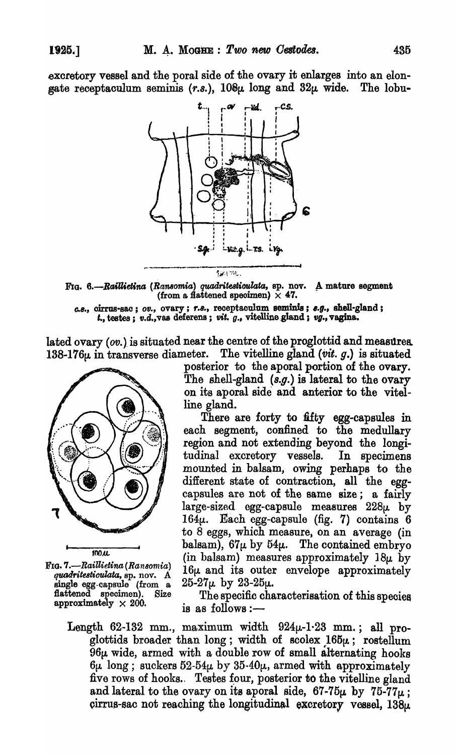excretory vessel and the poral side of the ovary it enlarges into an elongate receptaculum seminis (*r.s.*), 108μ long and 32μ wide. The lobulated ovary (*ov.*) is situated near the centre of the proglottid and measures 138-176μ in transverse diameter. The vitelline gland (*vit. g.*) is situated posterior to the aporal portion of the ovary. The shell-gland (*s.g.*) is lateral to the ovary on its aporal side and anterior to the vitelline gland.

FIG. 6.—*Raillietina (Ransomia) quadritesticulata*, sp. nov. A mature segment (from a flattened specimen) × 47.

*c.s.*, cirrus-sac; *ov.*, ovary; *r.s.*, receptaculum seminis; *s.g.*, shell-gland; *t.*, testes; *v.d.*, vas deferens; *vit. g.*, vitelline gland; *vg.*, vagina.

FIG. 7.—*Raillietina (Ransomia) quadritesticulata*, sp. nov. A single egg-capsule (from a flattened specimen). Size approximately × 200.

There are forty to fifty egg-capsules in each segment, confined to the medullary region and not extending beyond the longitudinal excretory vessels. In specimens mounted in balsam, owing perhaps to the different state of contraction, all the egg-capsules are not of the same size; a fairly large-sized egg-capsule measures 228μ by 164μ. Each egg-capsule (fig. 7) contains 6 to 8 eggs, which measure, on an average (in balsam), 67μ by 54μ. The contained embryo (in balsam) measures approximately 18μ by 16μ and its outer envelope approximately 25-27μ by 23-25μ.

The specific characterisation of this species is as follows:—

Length 62-132 mm., maximum width 924μ-1·23 mm.; all proglottids broader than long; width of scolex 165μ; rostellum 96μ wide, armed with a double row of small alternating hooks 6μ long; suckers 52-54μ by 35-40μ, armed with approximately five rows of hooks. Testes four, posterior to the vitelline gland and lateral to the ovary on its aporal side, 67-75μ by 75-77μ; cirrus-sac not reaching the longitudinal excretory vessel, 138μ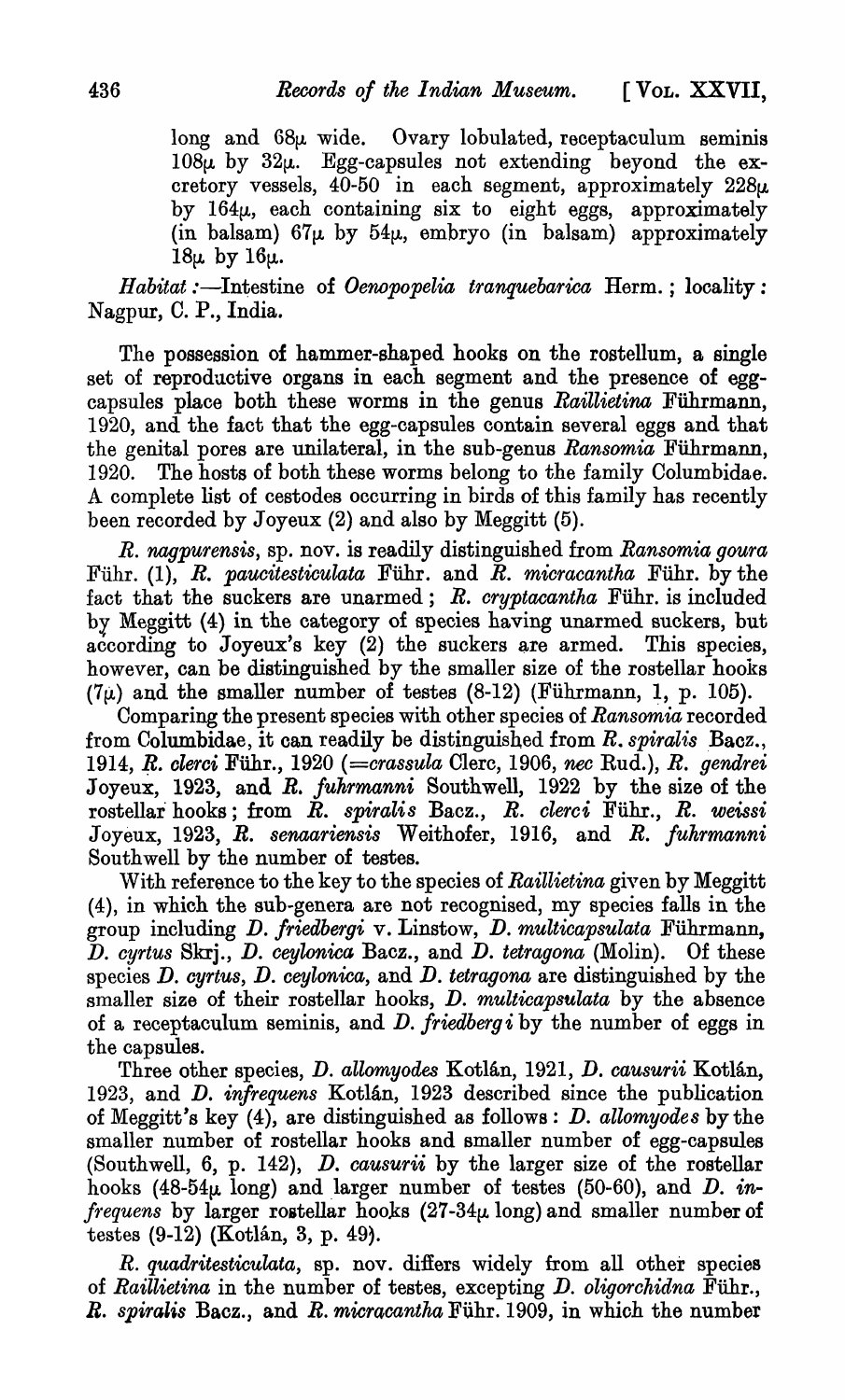long and 68μ wide. Ovary lobulated, receptaculum seminis 108μ by 32μ. Egg-capsules not extending beyond the excretory vessels, 40-50 in each segment, approximately 228μ by 164μ, each containing six to eight eggs, approximately (in balsam) 67μ by 54μ, embryo (in balsam) approximately 18μ by 16μ.

*Habitat*:—Intestine of *Oenopopelia tranquebarica* Herm.; locality: Nagpur, C. P., India.

The possession of hammer-shaped hooks on the rostellum, a single set of reproductive organs in each segment and the presence of egg-capsules place both these worms in the genus *Raillietina* Führmann, 1920, and the fact that the egg-capsules contain several eggs and that the genital pores are unilateral, in the sub-genus *Ransomia* Führmann, 1920. The hosts of both these worms belong to the family Columbidae. A complete list of cestodes occurring in birds of this family has recently been recorded by Joyeux (2) and also by Meggitt (5).

*R. nagpurensis*, sp. nov. is readily distinguished from *Ransomia goura* Führ. (1), *R. paucitesticulata* Führ. and *R. micracantha* Führ. by the fact that the suckers are unarmed; *R. cryptacantha* Führ. is included by Meggitt (4) in the category of species having unarmed suckers, but according to Joyeux's key (2) the suckers are armed. This species, however, can be distinguished by the smaller size of the rostellar hooks (7μ) and the smaller number of testes (8-12) (Führmann, 1, p. 105).

Comparing the present species with other species of *Ransomia* recorded from Columbidae, it can readily be distinguished from *R. spiralis* Bacz., 1914, *R. clerci* Führ., 1920 (=*crassula* Clerc, 1906, *nec* Rud.), *R. gendrei* Joyeux, 1923, and *R. fuhrmanni* Southwell, 1922 by the size of the rostellar hooks; from *R. spiralis* Bacz., *R. clerci* Führ., *R. weissi* Joyeux, 1923, *R. senaariensis* Weithofer, 1916, and *R. fuhrmanni* Southwell by the number of testes.

With reference to the key to the species of *Raillietina* given by Meggitt (4), in which the sub-genera are not recognised, my species falls in the group including *D. friedbergi* v. Linstow, *D. multicapsulata* Führmann, *D. cyrtus* Skrj., *D. ceylonica* Bacz., and *D. tetragona* (Molin). Of these species *D. cyrtus*, *D. ceylonica*, and *D. tetragona* are distinguished by the smaller size of their rostellar hooks, *D. multicapsulata* by the absence of a receptaculum seminis, and *D. friedbergi* by the number of eggs in the capsules.

Three other species, *D. allomyodes* Kotlán, 1921, *D. causurii* Kotlán, 1923, and *D. infrequens* Kotlán, 1923 described since the publication of Meggitt's key (4), are distinguished as follows: *D. allomyodes* by the smaller number of rostellar hooks and smaller number of egg-capsules (Southwell, 6, p. 142), *D. causurii* by the larger size of the rostellar hooks (48-54μ long) and larger number of testes (50-60), and *D. infrequens* by larger rostellar hooks (27-34μ long) and smaller number of testes (9-12) (Kotlán, 3, p. 49).

*R. quadritesticulata*, sp. nov. differs widely from all other species of *Raillietina* in the number of testes, excepting *D. oligorchidna* Führ., *R. spiralis* Bacz., and *R. micracantha* Führ. 1909, in which the number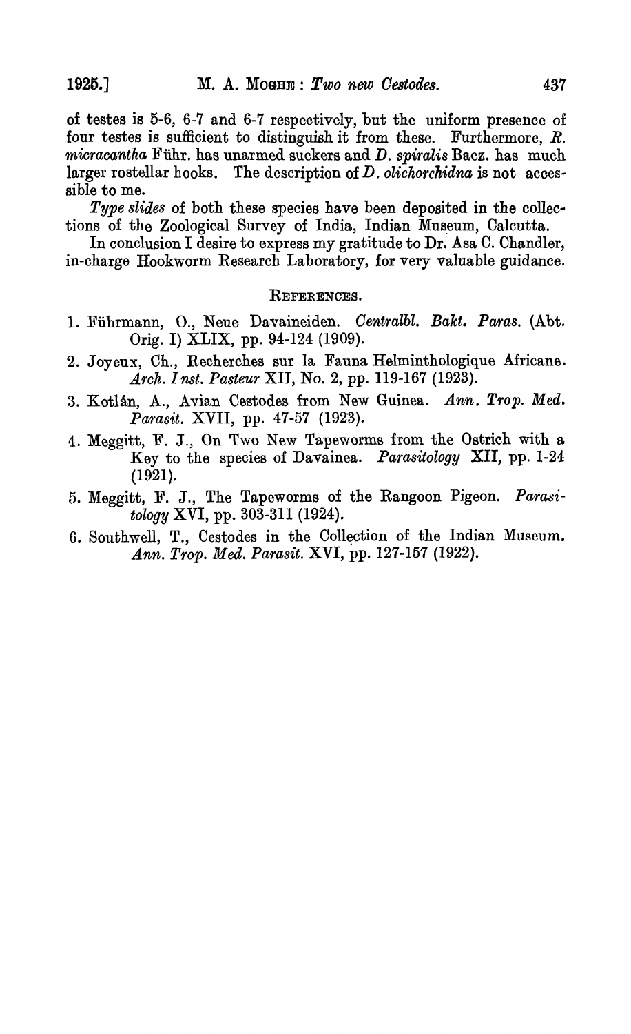of testes is 5-6, 6-7 and 6-7 respectively, but the uniform presence of four testes is sufficient to distinguish it from these. Furthermore, *R. micracantha* Führ. has unarmed suckers and *D. spiralis* Bacz. has much larger rostellar hooks. The description of *D. olichorchidna* is not accessible to me.

*Type slides* of both these species have been deposited in the collections of the Zoological Survey of India, Indian Museum, Calcutta.

In conclusion I desire to express my gratitude to Dr. Asa C. Chandler, in-charge Hookworm Research Laboratory, for very valuable guidance.

## REFERENCES.

1. Führmann, O., Neue Davaineiden. *Centralbl. Bakt. Paras.* (Abt. Orig. I) XLIX, pp. 94-124 (1909).
2. Joyeux, Ch., Recherches sur la Fauna Helminthologique Africane. *Arch. Inst. Pasteur* XII, No. 2, pp. 119-167 (1923).
3. Kotlán, A., Avian Cestodes from New Guinea. *Ann. Trop. Med. Parasit.* XVII, pp. 47-57 (1923).
4. Meggitt, F. J., On Two New Tapeworms from the Ostrich with a Key to the species of Davainea. *Parasitology* XII, pp. 1-24 (1921).
5. Meggitt, F. J., The Tapeworms of the Rangoon Pigeon. *Parasitology* XVI, pp. 303-311 (1924).
6. Southwell, T., Cestodes in the Collection of the Indian Museum. *Ann. Trop. Med. Parasit.* XVI, pp. 127-157 (1922).